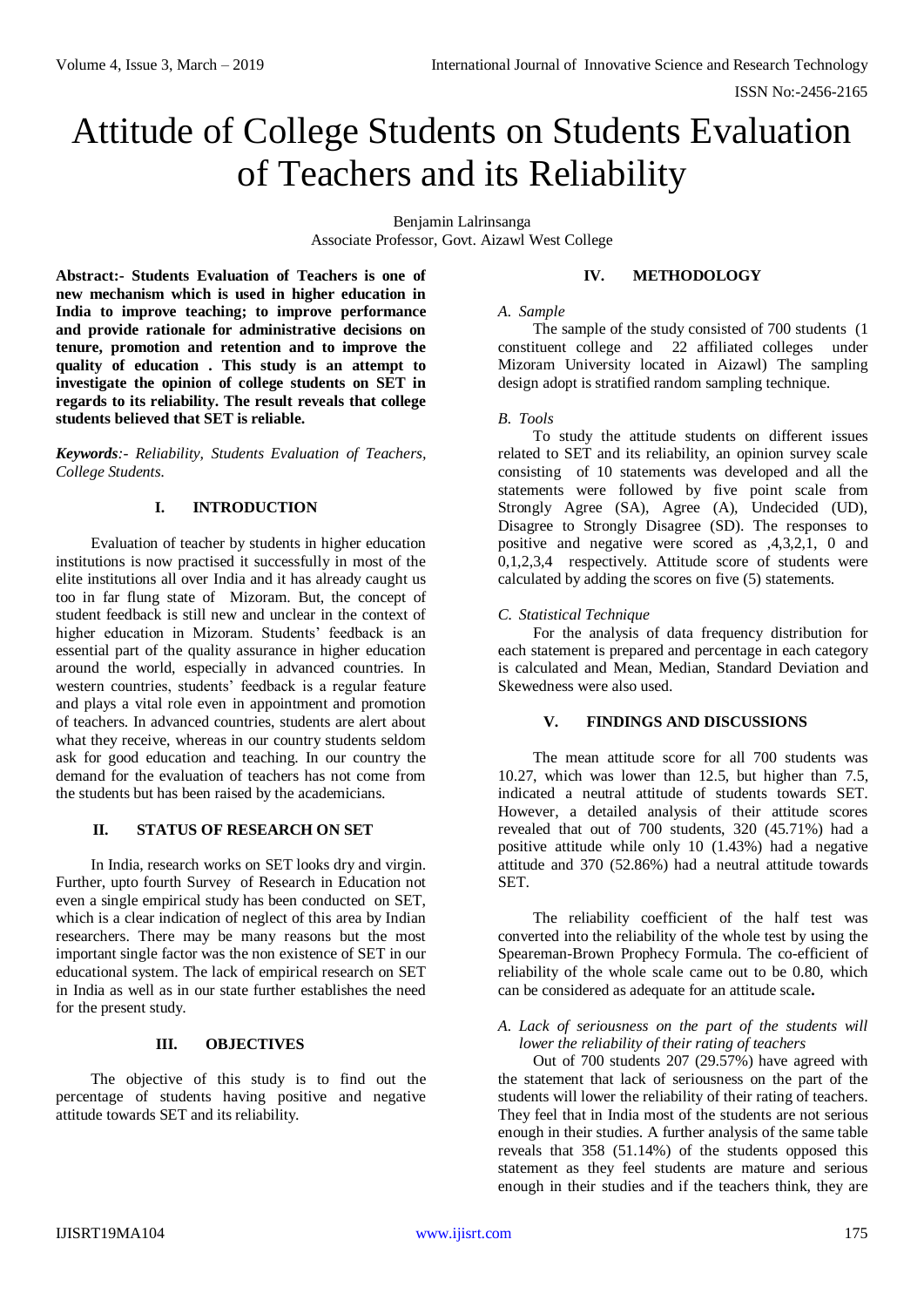# Attitude of College Students on Students Evaluation of Teachers and its Reliability

Benjamin Lalrinsanga
Associate Professor, Govt. Aizawl West College

**Abstract:- Students Evaluation of Teachers is one of new mechanism which is used in higher education in India to improve teaching; to improve performance and provide rationale for administrative decisions on tenure, promotion and retention and to improve the quality of education . This study is an attempt to investigate the opinion of college students on SET in regards to its reliability. The result reveals that college students believed that SET is reliable.**

***Keywords***:- *Reliability, Students Evaluation of Teachers, College Students.*

## I. INTRODUCTION

Evaluation of teacher by students in higher education institutions is now practised it successfully in most of the elite institutions all over India and it has already caught us too in far flung state of Mizoram. But, the concept of student feedback is still new and unclear in the context of higher education in Mizoram. Students' feedback is an essential part of the quality assurance in higher education around the world, especially in advanced countries. In western countries, students' feedback is a regular feature and plays a vital role even in appointment and promotion of teachers. In advanced countries, students are alert about what they receive, whereas in our country students seldom ask for good education and teaching. In our country the demand for the evaluation of teachers has not come from the students but has been raised by the academicians.

## II. STATUS OF RESEARCH ON SET

In India, research works on SET looks dry and virgin. Further, upto fourth Survey of Research in Education not even a single empirical study has been conducted on SET, which is a clear indication of neglect of this area by Indian researchers. There may be many reasons but the most important single factor was the non existence of SET in our educational system. The lack of empirical research on SET in India as well as in our state further establishes the need for the present study.

## III. OBJECTIVES

The objective of this study is to find out the percentage of students having positive and negative attitude towards SET and its reliability.

## IV. METHODOLOGY

### *A. Sample*

The sample of the study consisted of 700 students (1 constituent college and 22 affiliated colleges under Mizoram University located in Aizawl) The sampling design adopt is stratified random sampling technique.

### *B. Tools*

To study the attitude students on different issues related to SET and its reliability, an opinion survey scale consisting of 10 statements was developed and all the statements were followed by five point scale from Strongly Agree (SA), Agree (A), Undecided (UD), Disagree to Strongly Disagree (SD). The responses to positive and negative were scored as ,4,3,2,1, 0 and 0,1,2,3,4 respectively. Attitude score of students were calculated by adding the scores on five (5) statements.

### *C. Statistical Technique*

For the analysis of data frequency distribution for each statement is prepared and percentage in each category is calculated and Mean, Median, Standard Deviation and Skewedness were also used.

## V. FINDINGS AND DISCUSSIONS

The mean attitude score for all 700 students was 10.27, which was lower than 12.5, but higher than 7.5, indicated a neutral attitude of students towards SET. However, a detailed analysis of their attitude scores revealed that out of 700 students, 320 (45.71%) had a positive attitude while only 10 (1.43%) had a negative attitude and 370 (52.86%) had a neutral attitude towards SET.

The reliability coefficient of the half test was converted into the reliability of the whole test by using the Speareman-Brown Prophecy Formula. The co-efficient of reliability of the whole scale came out to be 0.80, which can be considered as adequate for an attitude scale**.**

### *A. Lack of seriousness on the part of the students will lower the reliability of their rating of teachers*

Out of 700 students 207 (29.57%) have agreed with the statement that lack of seriousness on the part of the students will lower the reliability of their rating of teachers. They feel that in India most of the students are not serious enough in their studies. A further analysis of the same table reveals that 358 (51.14%) of the students opposed this statement as they feel students are mature and serious enough in their studies and if the teachers think, they are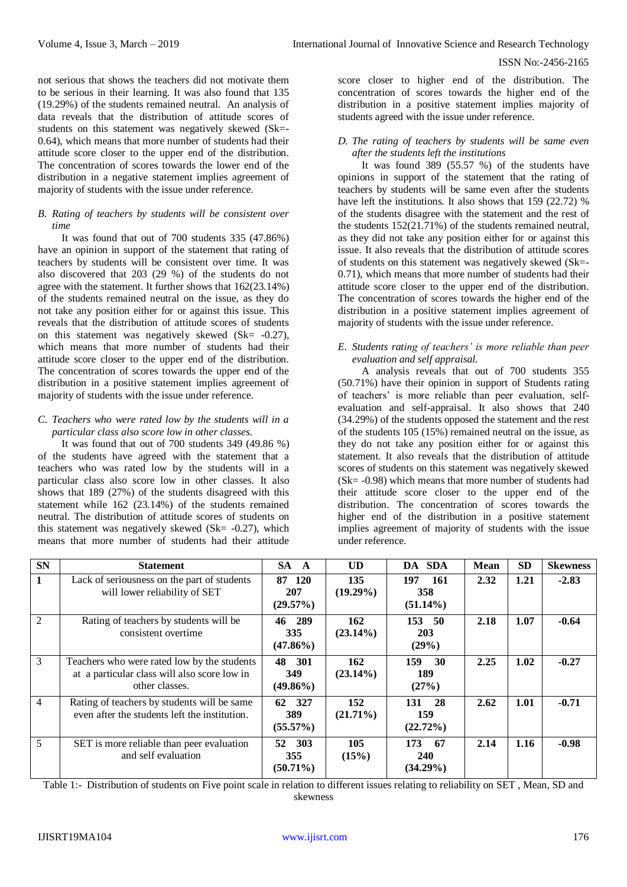not serious that shows the teachers did not motivate them to be serious in their learning. It was also found that 135 (19.29%) of the students remained neutral. An analysis of data reveals that the distribution of attitude scores of students on this statement was negatively skewed (Sk=-0.64), which means that more number of students had their attitude score closer to the upper end of the distribution. The concentration of scores towards the lower end of the distribution in a negative statement implies agreement of majority of students with the issue under reference.

### *B. Rating of teachers by students will be consistent over time*

It was found that out of 700 students 335 (47.86%) have an opinion in support of the statement that rating of teachers by students will be consistent over time. It was also discovered that 203 (29 %) of the students do not agree with the statement. It further shows that 162(23.14%) of the students remained neutral on the issue, as they do not take any position either for or against this issue. This reveals that the distribution of attitude scores of students on this statement was negatively skewed (Sk= -0.27), which means that more number of students had their attitude score closer to the upper end of the distribution. The concentration of scores towards the upper end of the distribution in a positive statement implies agreement of majority of students with the issue under reference.

### *C. Teachers who were rated low by the students will in a particular class also score low in other classes.*

It was found that out of 700 students 349 (49.86 %) of the students have agreed with the statement that a teachers who was rated low by the students will in a particular class also score low in other classes. It also shows that 189 (27%) of the students disagreed with this statement while 162 (23.14%) of the students remained neutral. The distribution of attitude scores of students on this statement was negatively skewed (Sk= -0.27), which means that more number of students had their attitude score closer to higher end of the distribution. The concentration of scores towards the higher end of the distribution in a positive statement implies majority of students agreed with the issue under reference.

### *D. The rating of teachers by students will be same even after the students left the institutions*

It was found 389 (55.57 %) of the students have opinions in support of the statement that the rating of teachers by students will be same even after the students have left the institutions. It also shows that 159 (22.72) % of the students disagree with the statement and the rest of the students 152(21.71%) of the students remained neutral, as they did not take any position either for or against this issue. It also reveals that the distribution of attitude scores of students on this statement was negatively skewed (Sk=-0.71), which means that more number of students had their attitude score closer to the upper end of the distribution. The concentration of scores towards the higher end of the distribution in a positive statement implies agreement of majority of students with the issue under reference.

### *E. Students rating of teachers' is more reliable than peer evaluation and self appraisal.*

A analysis reveals that out of 700 students 355 (50.71%) have their opinion in support of Students rating of teachers' is more reliable than peer evaluation, self-evaluation and self-appraisal. It also shows that 240 (34.29%) of the students opposed the statement and the rest of the students 105 (15%) remained neutral on the issue, as they do not take any position either for or against this statement. It also reveals that the distribution of attitude scores of students on this statement was negatively skewed (Sk= -0.98) which means that more number of students had their attitude score closer to the upper end of the distribution. The concentration of scores towards the higher end of the distribution in a positive statement implies agreement of majority of students with the issue under reference.

| SN | Statement | SA A | UD | DA SDA | Mean | SD | Skewness |
|---|---|---|---|---|---|---|---|
| 1 | Lack of seriousness on the part of students will lower reliability of SET | **87 120 207 (29.57%)** | **135 (19.29%)** | **197 161 358 (51.14%)** | **2.32** | **1.21** | **-2.83** |
| 2 | Rating of teachers by students will be consistent overtime | **46 289 335 (47.86%)** | **162 (23.14%)** | **153 50 203 (29%)** | **2.18** | **1.07** | **-0.64** |
| 3 | Teachers who were rated low by the students at a particular class will also score low in other classes. | **48 301 349 (49.86%)** | **162 (23.14%)** | **159 30 189 (27%)** | **2.25** | **1.02** | **-0.27** |
| 4 | Rating of teachers by students will be same even after the students left the institution. | **62 327 389 (55.57%)** | **152 (21.71%)** | **131 28 159 (22.72%)** | **2.62** | **1.01** | **-0.71** |
| 5 | SET is more reliable than peer evaluation and self evaluation | **52 303 355 (50.71%)** | **105 (15%)** | **173 67 240 (34.29%)** | **2.14** | **1.16** | **-0.98** |

Table 1:- Distribution of students on Five point scale in relation to different issues relating to reliability on SET , Mean, SD and skewness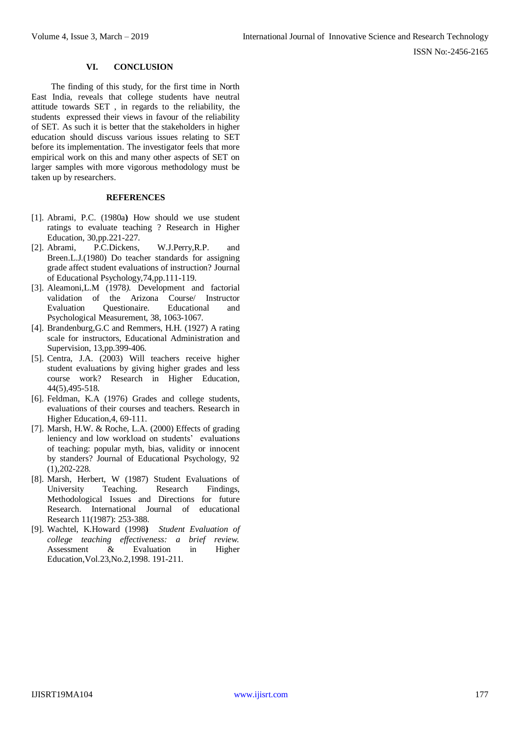## VI. CONCLUSION

The finding of this study, for the first time in North East India, reveals that college students have neutral attitude towards SET , in regards to the reliability, the students expressed their views in favour of the reliability of SET. As such it is better that the stakeholders in higher education should discuss various issues relating to SET before its implementation. The investigator feels that more empirical work on this and many other aspects of SET on larger samples with more vigorous methodology must be taken up by researchers.

## REFERENCES

[1]. Abrami, P.C. (1980a**)** How should we use student ratings to evaluate teaching ? Research in Higher Education, 30,pp.221-227.

[2]. Abrami, P.C.Dickens, W.J.Perry,R.P. and Breen.L.J.(1980) Do teacher standards for assigning grade affect student evaluations of instruction? Journal of Educational Psychology,74,pp.111-119.

[3]. Aleamoni,L.M (1978*).* Development and factorial validation of the Arizona Course/ Instructor Evaluation Questionaire. Educational and Psychological Measurement, 38, 1063-1067.

[4]. Brandenburg,G.C and Remmers, H.H. (1927) A rating scale for instructors, Educational Administration and Supervision, 13,pp.399-406.

[5]. Centra, J.A. (2003) Will teachers receive higher student evaluations by giving higher grades and less course work? Research in Higher Education, 44(5),495-518.

[6]. Feldman, K.A (1976) Grades and college students, evaluations of their courses and teachers. Research in Higher Education,4, 69-111.

[7]. Marsh, H.W. & Roche, L.A. (2000) Effects of grading leniency and low workload on students' evaluations of teaching: popular myth, bias, validity or innocent by standers? Journal of Educational Psychology, 92 (1),202-228.

[8]. Marsh, Herbert, W (1987) Student Evaluations of University Teaching. Research Findings, Methodological Issues and Directions for future Research. International Journal of educational Research 11(1987): 253-388.

[9]. Wachtel, K.Howard (1998**)** *Student Evaluation of college teaching effectiveness: a brief review.* Assessment & Evaluation in Higher Education,Vol.23,No.2,1998. 191-211.